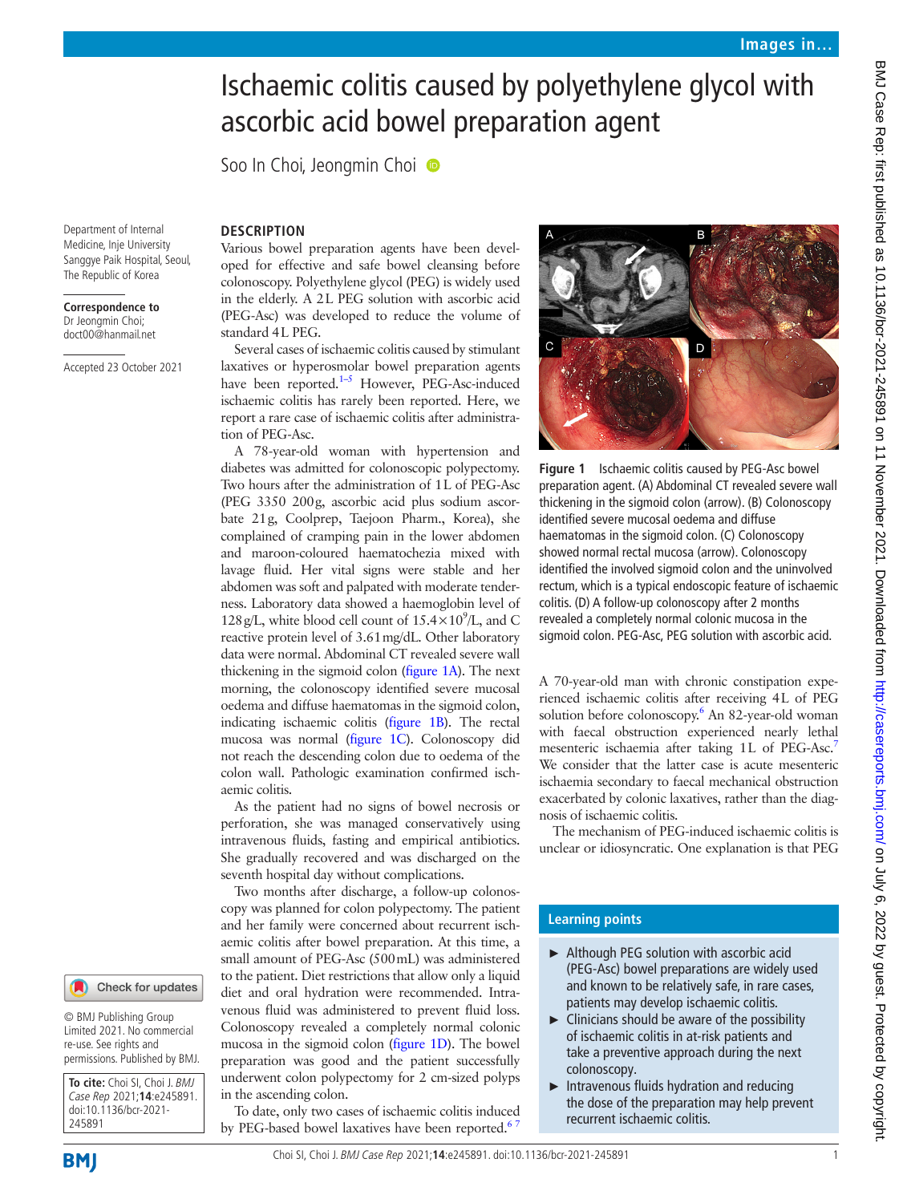# Ischaemic colitis caused by polyethylene glycol with ascorbic acid bowel preparation agent

Soo In Choi, Jeongmin Choi

Department of Internal Medicine, Inje University Sanggye Paik Hospital, Seoul, The Republic of Korea

**Correspondence to** Dr Jeongmin Choi; doct00@hanmail.net

Accepted 23 October 2021

© BMJ Publishing Group Limited 2021. No commercial re-use. See rights and permissions. Published by BMJ.

**To cite:** Choi SI, Choi J. *BMJ Case Rep* 2021;**14**:e245891. doi:10.1136/bcr-2021-245891

## DESCRIPTION

Various bowel preparation agents have been developed for effective and safe bowel cleansing before colonoscopy. Polyethylene glycol (PEG) is widely used in the elderly. A 2L PEG solution with ascorbic acid (PEG-Asc) was developed to reduce the volume of standard 4L PEG.

Several cases of ischaemic colitis caused by stimulant laxatives or hyperosmolar bowel preparation agents have been reported.[1–5] However, PEG-Asc-induced ischaemic colitis has rarely been reported. Here, we report a rare case of ischaemic colitis after administration of PEG-Asc.

A 78-year-old woman with hypertension and diabetes was admitted for colonoscopic polypectomy. Two hours after the administration of 1L of PEG-Asc (PEG 3350 200g, ascorbic acid plus sodium ascorbate 21g, Coolprep, Taejoon Pharm., Korea), she complained of cramping pain in the lower abdomen and maroon-coloured haematochezia mixed with lavage fluid. Her vital signs were stable and her abdomen was soft and palpated with moderate tenderness. Laboratory data showed a haemoglobin level of 128g/L, white blood cell count of $15.4\times10^9$/L, and C reactive protein level of 3.61mg/dL. Other laboratory data were normal. Abdominal CT revealed severe wall thickening in the sigmoid colon (figure 1A). The next morning, the colonoscopy identified severe mucosal oedema and diffuse haematomas in the sigmoid colon, indicating ischaemic colitis (figure 1B). The rectal mucosa was normal (figure 1C). Colonoscopy did not reach the descending colon due to oedema of the colon wall. Pathologic examination confirmed ischaemic colitis.

As the patient had no signs of bowel necrosis or perforation, she was managed conservatively using intravenous fluids, fasting and empirical antibiotics. She gradually recovered and was discharged on the seventh hospital day without complications.

Two months after discharge, a follow-up colonoscopy was planned for colon polypectomy. The patient and her family were concerned about recurrent ischaemic colitis after bowel preparation. At this time, a small amount of PEG-Asc (500mL) was administered to the patient. Diet restrictions that allow only a liquid diet and oral hydration were recommended. Intravenous fluid was administered to prevent fluid loss. Colonoscopy revealed a completely normal colonic mucosa in the sigmoid colon (figure 1D). The bowel preparation was good and the patient successfully underwent colon polypectomy for 2 cm-sized polyps in the ascending colon.

To date, only two cases of ischaemic colitis induced by PEG-based bowel laxatives have been reported.[6 7]

Figure 1 Ischaemic colitis caused by PEG-Asc bowel preparation agent. (A) Abdominal CT revealed severe wall thickening in the sigmoid colon (arrow). (B) Colonoscopy identified severe mucosal oedema and diffuse haematomas in the sigmoid colon. (C) Colonoscopy showed normal rectal mucosa (arrow). Colonoscopy identified the involved sigmoid colon and the uninvolved rectum, which is a typical endoscopic feature of ischaemic colitis. (D) A follow-up colonoscopy after 2 months revealed a completely normal colonic mucosa in the sigmoid colon. PEG-Asc, PEG solution with ascorbic acid.

A 70-year-old man with chronic constipation experienced ischaemic colitis after receiving 4L of PEG solution before colonoscopy.[6] An 82-year-old woman with faecal obstruction experienced nearly lethal mesenteric ischaemia after taking 1L of PEG-Asc.[7] We consider that the latter case is acute mesenteric ischaemia secondary to faecal mechanical obstruction exacerbated by colonic laxatives, rather than the diagnosis of ischaemic colitis.

The mechanism of PEG-induced ischaemic colitis is unclear or idiosyncratic. One explanation is that PEG

## Learning points

- Although PEG solution with ascorbic acid (PEG-Asc) bowel preparations are widely used and known to be relatively safe, in rare cases, patients may develop ischaemic colitis.
- Clinicians should be aware of the possibility of ischaemic colitis in at-risk patients and take a preventive approach during the next colonoscopy.
- Intravenous fluids hydration and reducing the dose of the preparation may help prevent recurrent ischaemic colitis.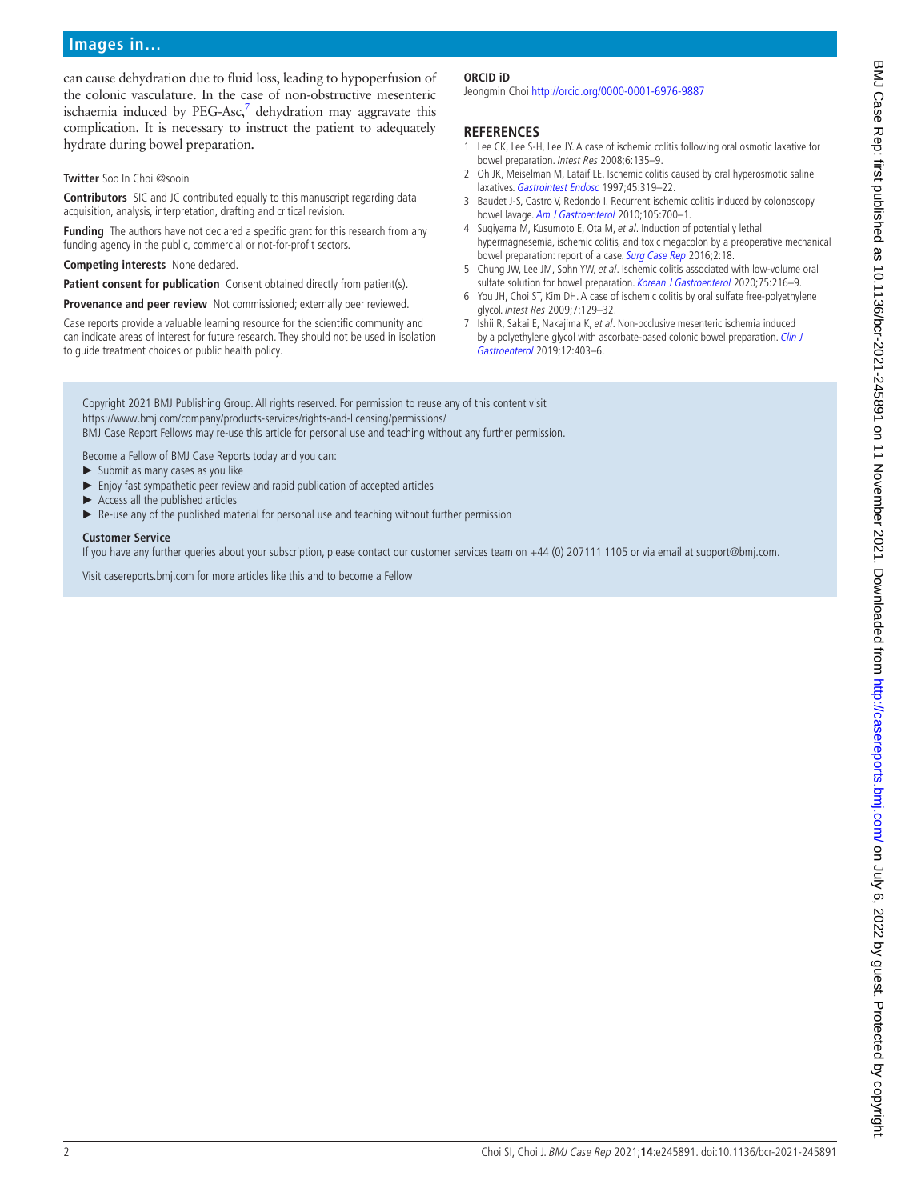can cause dehydration due to fluid loss, leading to hypoperfusion of the colonic vasculature. In the case of non-obstructive mesenteric ischaemia induced by PEG-Asc,[7] dehydration may aggravate this complication. It is necessary to instruct the patient to adequately hydrate during bowel preparation.

**Twitter** Soo In Choi @sooin

**Contributors** SIC and JC contributed equally to this manuscript regarding data acquisition, analysis, interpretation, drafting and critical revision.

**Funding** The authors have not declared a specific grant for this research from any funding agency in the public, commercial or not-for-profit sectors.

**Competing interests** None declared.

**Patient consent for publication** Consent obtained directly from patient(s).

**Provenance and peer review** Not commissioned; externally peer reviewed.

Case reports provide a valuable learning resource for the scientific community and can indicate areas of interest for future research. They should not be used in isolation to guide treatment choices or public health policy.

**ORCID iD**

Jeongmin Choi http://orcid.org/0000-0001-6976-9887

## REFERENCES

1. Lee CK, Lee S-H, Lee JY. A case of ischemic colitis following oral osmotic laxative for bowel preparation. *Intest Res* 2008;6:135–9.
2. Oh JK, Meiselman M, Lataif LE. Ischemic colitis caused by oral hyperosmotic saline laxatives. *Gastrointest Endosc* 1997;45:319–22.
3. Baudet J-S, Castro V, Redondo I. Recurrent ischemic colitis induced by colonoscopy bowel lavage. *Am J Gastroenterol* 2010;105:700–1.
4. Sugiyama M, Kusumoto E, Ota M, *et al*. Induction of potentially lethal hypermagnesemia, ischemic colitis, and toxic megacolon by a preoperative mechanical bowel preparation: report of a case. *Surg Case Rep* 2016;2:18.
5. Chung JW, Lee JM, Sohn YW, *et al*. Ischemic colitis associated with low-volume oral sulfate solution for bowel preparation. *Korean J Gastroenterol* 2020;75:216–9.
6. You JH, Choi ST, Kim DH. A case of ischemic colitis by oral sulfate free-polyethylene glycol. *Intest Res* 2009;7:129–32.
7. Ishii R, Sakai E, Nakajima K, *et al*. Non-occlusive mesenteric ischemia induced by a polyethylene glycol with ascorbate-based colonic bowel preparation. *Clin J Gastroenterol* 2019;12:403–6.

Copyright 2021 BMJ Publishing Group. All rights reserved. For permission to reuse any of this content visit https://www.bmj.com/company/products-services/rights-and-licensing/permissions/
BMJ Case Report Fellows may re-use this article for personal use and teaching without any further permission.

Become a Fellow of BMJ Case Reports today and you can:

- Submit as many cases as you like
- Enjoy fast sympathetic peer review and rapid publication of accepted articles
- Access all the published articles
- Re-use any of the published material for personal use and teaching without further permission

**Customer Service**

If you have any further queries about your subscription, please contact our customer services team on +44 (0) 207111 1105 or via email at support@bmj.com.

Visit casereports.bmj.com for more articles like this and to become a Fellow